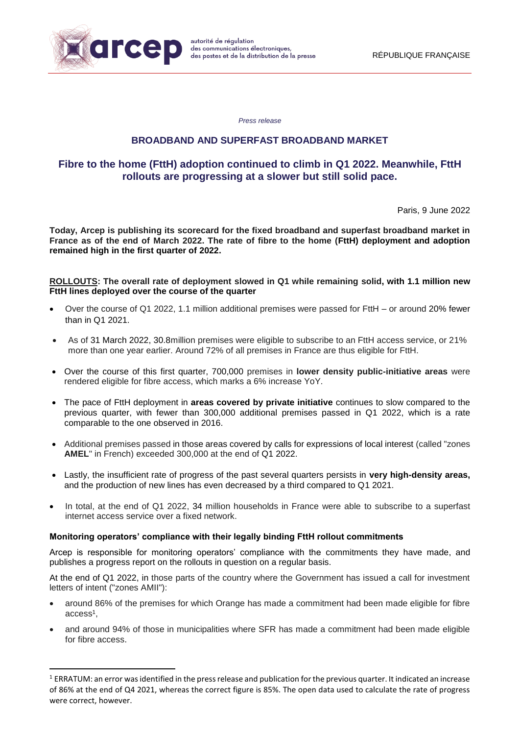*Press release*

# BROADBAND AND SUPERFAST BROADBAND MARKET

## Fibre to the home (FttH) adoption continued to climb in Q1 2022. Meanwhile, FttH rollouts are progressing at a slower but still solid pace.

Paris, 9 June 2022

**Today, Arcep is publishing its scorecard for the fixed broadband and superfast broadband market in France as of the end of March 2022. The rate of fibre to the home (FttH) deployment and adoption remained high in the first quarter of 2022.**

**ROLLOUTS: The overall rate of deployment slowed in Q1 while remaining solid, with 1.1 million new FttH lines deployed over the course of the quarter**

- Over the course of Q1 2022, 1.1 million additional premises were passed for FttH – or around 20% fewer than in Q1 2021.
- As of 31 March 2022, 30.8million premises were eligible to subscribe to an FttH access service, or 21% more than one year earlier. Around 72% of all premises in France are thus eligible for FttH.
- Over the course of this first quarter, 700,000 premises in **lower density public-initiative areas** were rendered eligible for fibre access, which marks a 6% increase YoY.
- The pace of FttH deployment in **areas covered by private initiative** continues to slow compared to the previous quarter, with fewer than 300,000 additional premises passed in Q1 2022, which is a rate comparable to the one observed in 2016.
- Additional premises passed in those areas covered by calls for expressions of local interest (called "zones **AMEL**" in French) exceeded 300,000 at the end of Q1 2022.
- Lastly, the insufficient rate of progress of the past several quarters persists in **very high-density areas,** and the production of new lines has even decreased by a third compared to Q1 2021.
- In total, at the end of Q1 2022, 34 million households in France were able to subscribe to a superfast internet access service over a fixed network.

**Monitoring operators' compliance with their legally binding FttH rollout commitments**

Arcep is responsible for monitoring operators' compliance with the commitments they have made, and publishes a progress report on the rollouts in question on a regular basis.

At the end of Q1 2022, in those parts of the country where the Government has issued a call for investment letters of intent ("zones AMII"):

- around 86% of the premises for which Orange has made a commitment had been made eligible for fibre access[1],
- and around 94% of those in municipalities where SFR has made a commitment had been made eligible for fibre access.

[1] ERRATUM: an error was identified in the press release and publication for the previous quarter. It indicated an increase of 86% at the end of Q4 2021, whereas the correct figure is 85%. The open data used to calculate the rate of progress were correct, however.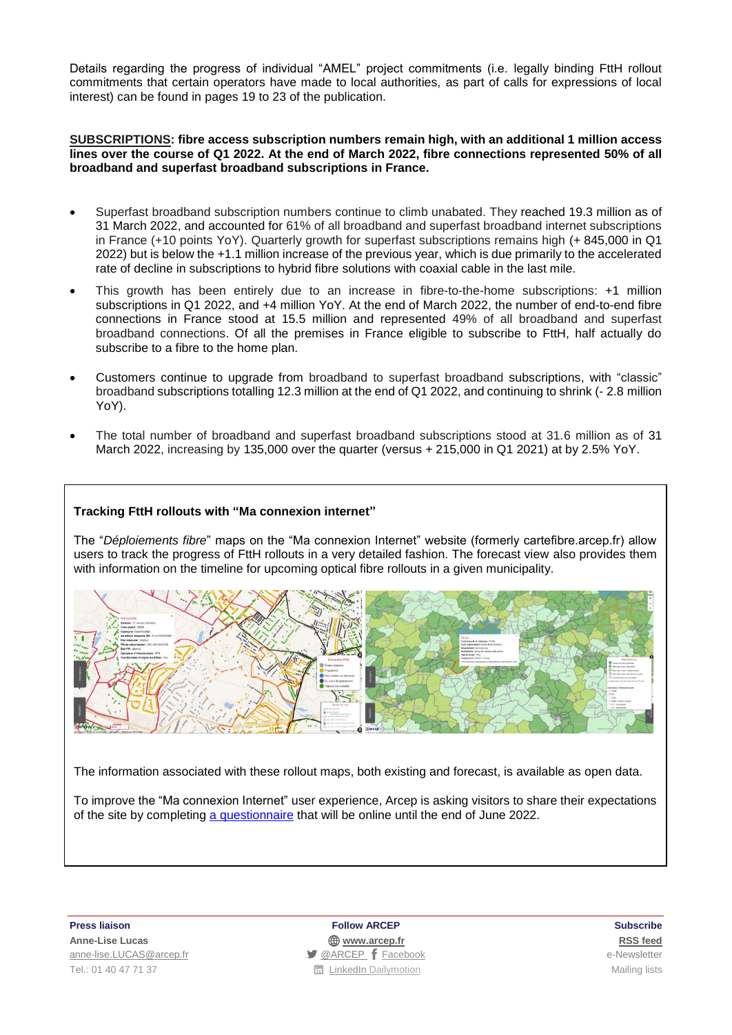Details regarding the progress of individual "AMEL" project commitments (i.e. legally binding FttH rollout commitments that certain operators have made to local authorities, as part of calls for expressions of local interest) can be found in pages 19 to 23 of the publication.

**SUBSCRIPTIONS: fibre access subscription numbers remain high, with an additional 1 million access lines over the course of Q1 2022. At the end of March 2022, fibre connections represented 50% of all broadband and superfast broadband subscriptions in France.**

- Superfast broadband subscription numbers continue to climb unabated. They reached 19.3 million as of 31 March 2022, and accounted for 61% of all broadband and superfast broadband internet subscriptions in France (+10 points YoY). Quarterly growth for superfast subscriptions remains high (+ 845,000 in Q1 2022) but is below the +1.1 million increase of the previous year, which is due primarily to the accelerated rate of decline in subscriptions to hybrid fibre solutions with coaxial cable in the last mile.
- This growth has been entirely due to an increase in fibre-to-the-home subscriptions: +1 million subscriptions in Q1 2022, and +4 million YoY. At the end of March 2022, the number of end-to-end fibre connections in France stood at 15.5 million and represented 49% of all broadband and superfast broadband connections. Of all the premises in France eligible to subscribe to FttH, half actually do subscribe to a fibre to the home plan.
- Customers continue to upgrade from broadband to superfast broadband subscriptions, with "classic" broadband subscriptions totalling 12.3 million at the end of Q1 2022, and continuing to shrink (- 2.8 million YoY).
- The total number of broadband and superfast broadband subscriptions stood at 31.6 million as of 31 March 2022, increasing by 135,000 over the quarter (versus + 215,000 in Q1 2021) at by 2.5% YoY.

**Tracking FttH rollouts with "Ma connexion internet"**

The "*Déploiements fibre*" maps on the "Ma connexion Internet" website (formerly cartefibre.arcep.fr) allow users to track the progress of FttH rollouts in a very detailed fashion. The forecast view also provides them with information on the timeline for upcoming optical fibre rollouts in a given municipality.

The information associated with these rollout maps, both existing and forecast, is available as open data.

To improve the "Ma connexion Internet" user experience, Arcep is asking visitors to share their expectations of the site by completing a questionnaire that will be online until the end of June 2022.

**Press liaison**
Anne-Lise Lucas
anne-lise.LUCAS@arcep.fr
Tel.: 01 40 47 71 37

**Follow ARCEP**
www.arcep.fr
@ARCEP Facebook
LinkedIn Dailymotion

**Subscribe**
RSS feed
e-Newsletter
Mailing lists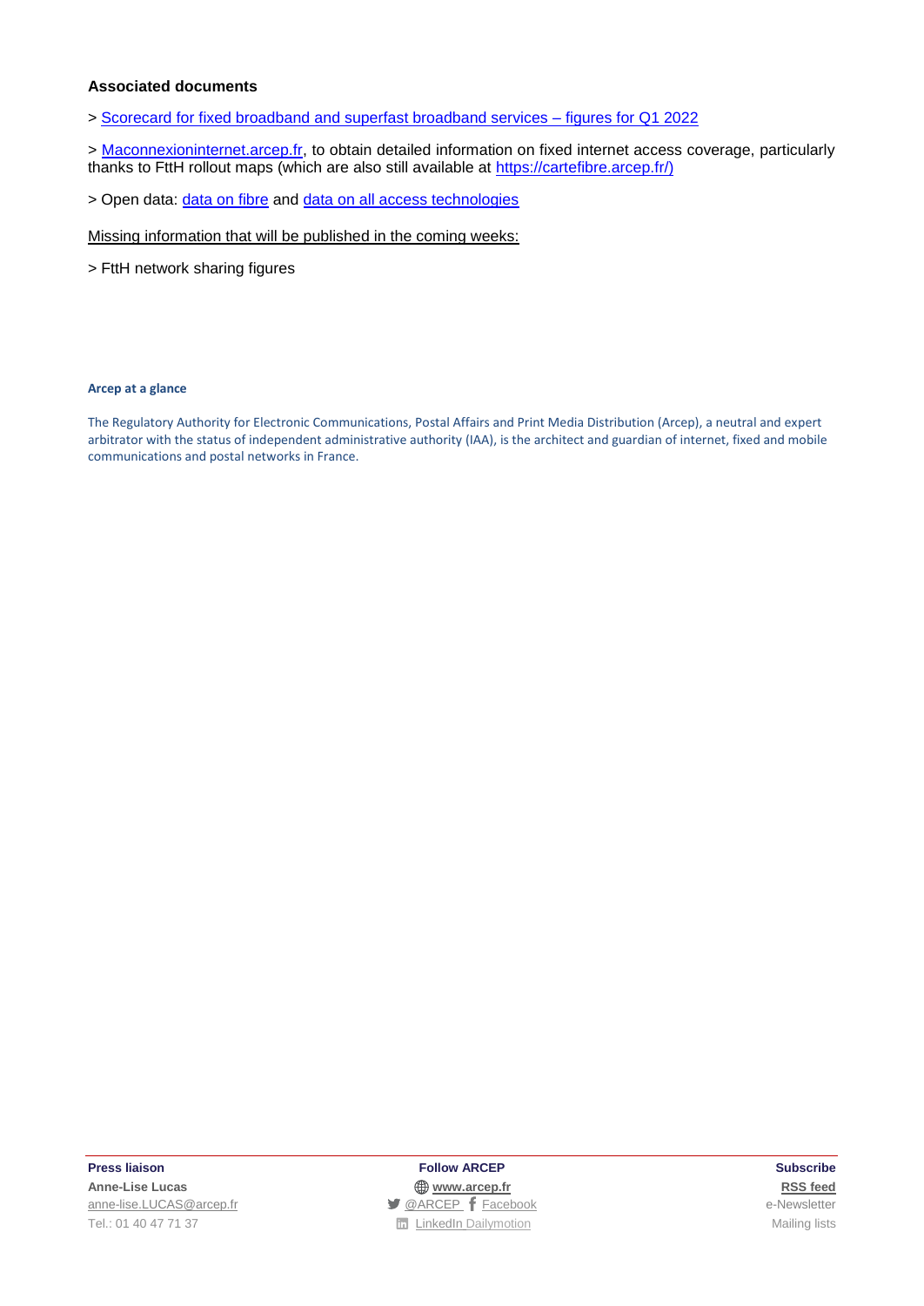### Associated documents

> Scorecard for fixed broadband and superfast broadband services – figures for Q1 2022

> Maconnexioninternet.arcep.fr, to obtain detailed information on fixed internet access coverage, particularly thanks to FttH rollout maps (which are also still available at https://cartefibre.arcep.fr/)

> Open data: data on fibre and data on all access technologies

Missing information that will be published in the coming weeks:

> FttH network sharing figures

**Arcep at a glance**

The Regulatory Authority for Electronic Communications, Postal Affairs and Print Media Distribution (Arcep), a neutral and expert arbitrator with the status of independent administrative authority (IAA), is the architect and guardian of internet, fixed and mobile communications and postal networks in France.

**Press liaison**
**Anne-Lise Lucas**
anne-lise.LUCAS@arcep.fr
Tel.: 01 40 47 71 37

**Follow ARCEP**
**www.arcep.fr**
@ARCEP Facebook
LinkedIn Dailymotion

**Subscribe**
**RSS feed**
e-Newsletter
Mailing lists